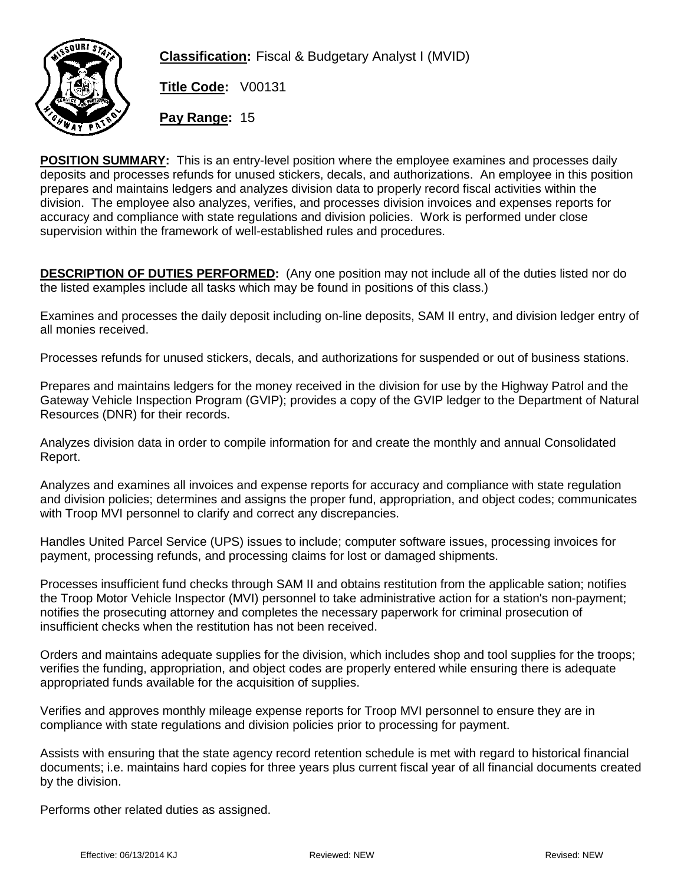**Classification:** Fiscal & Budgetary Analyst I (MVID)

**Title Code:** V00131

**Pay Range:** 15

**POSITION SUMMARY:** This is an entry-level position where the employee examines and processes daily deposits and processes refunds for unused stickers, decals, and authorizations. An employee in this position prepares and maintains ledgers and analyzes division data to properly record fiscal activities within the division. The employee also analyzes, verifies, and processes division invoices and expenses reports for accuracy and compliance with state regulations and division policies. Work is performed under close supervision within the framework of well-established rules and procedures.

**DESCRIPTION OF DUTIES PERFORMED:** (Any one position may not include all of the duties listed nor do the listed examples include all tasks which may be found in positions of this class.)

Examines and processes the daily deposit including on-line deposits, SAM II entry, and division ledger entry of all monies received.

Processes refunds for unused stickers, decals, and authorizations for suspended or out of business stations.

Prepares and maintains ledgers for the money received in the division for use by the Highway Patrol and the Gateway Vehicle Inspection Program (GVIP); provides a copy of the GVIP ledger to the Department of Natural Resources (DNR) for their records.

Analyzes division data in order to compile information for and create the monthly and annual Consolidated Report.

Analyzes and examines all invoices and expense reports for accuracy and compliance with state regulation and division policies; determines and assigns the proper fund, appropriation, and object codes; communicates with Troop MVI personnel to clarify and correct any discrepancies.

Handles United Parcel Service (UPS) issues to include; computer software issues, processing invoices for payment, processing refunds, and processing claims for lost or damaged shipments.

Processes insufficient fund checks through SAM II and obtains restitution from the applicable sation; notifies the Troop Motor Vehicle Inspector (MVI) personnel to take administrative action for a station's non-payment; notifies the prosecuting attorney and completes the necessary paperwork for criminal prosecution of insufficient checks when the restitution has not been received.

Orders and maintains adequate supplies for the division, which includes shop and tool supplies for the troops; verifies the funding, appropriation, and object codes are properly entered while ensuring there is adequate appropriated funds available for the acquisition of supplies.

Verifies and approves monthly mileage expense reports for Troop MVI personnel to ensure they are in compliance with state regulations and division policies prior to processing for payment.

Assists with ensuring that the state agency record retention schedule is met with regard to historical financial documents; i.e. maintains hard copies for three years plus current fiscal year of all financial documents created by the division.

Performs other related duties as assigned.

Effective: 06/13/2014 KJ Reviewed: NEW Revised: NEW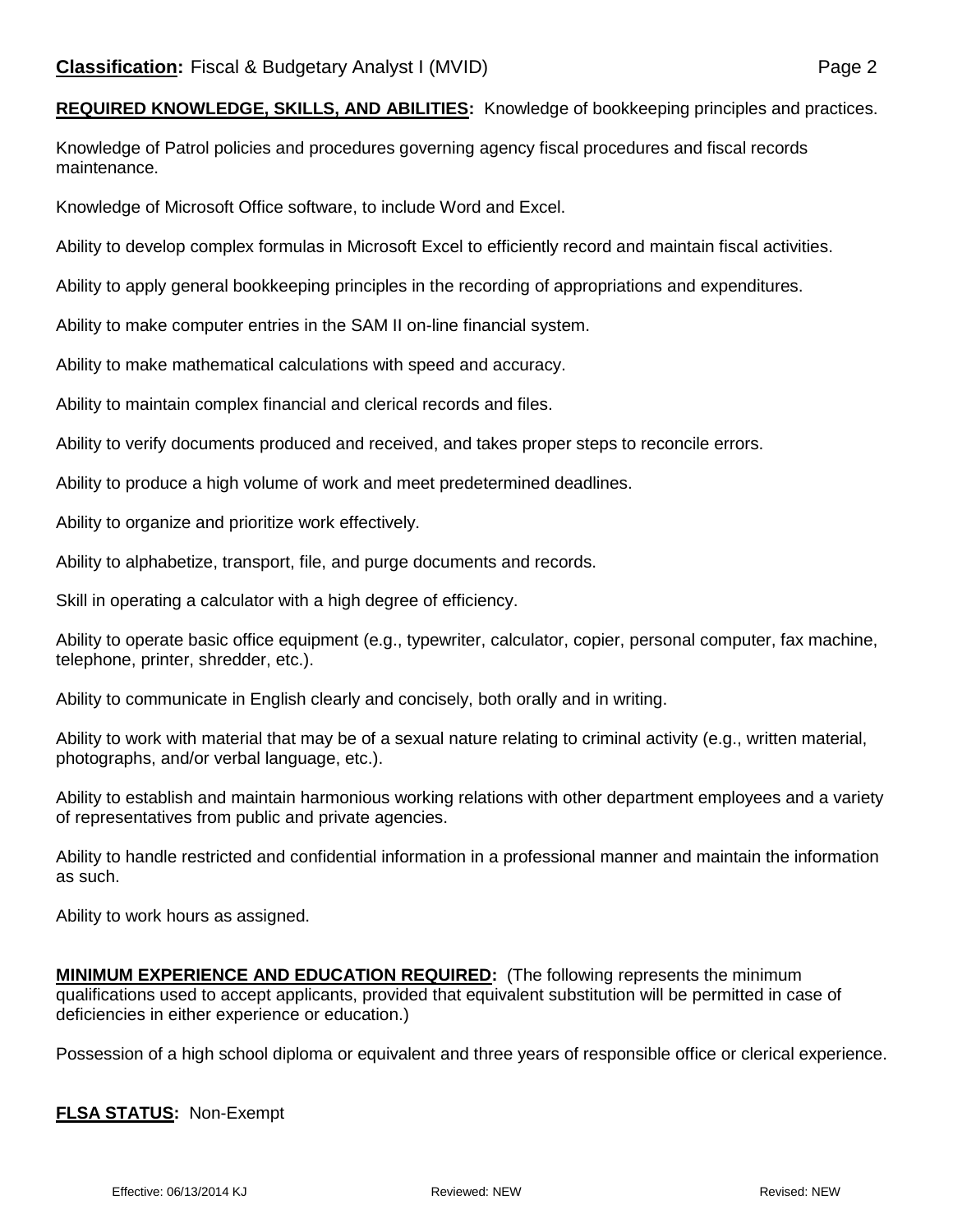**REQUIRED KNOWLEDGE, SKILLS, AND ABILITIES:** Knowledge of bookkeeping principles and practices.

Knowledge of Patrol policies and procedures governing agency fiscal procedures and fiscal records maintenance.

Knowledge of Microsoft Office software, to include Word and Excel.

Ability to develop complex formulas in Microsoft Excel to efficiently record and maintain fiscal activities.

Ability to apply general bookkeeping principles in the recording of appropriations and expenditures.

Ability to make computer entries in the SAM II on-line financial system.

Ability to make mathematical calculations with speed and accuracy.

Ability to maintain complex financial and clerical records and files.

Ability to verify documents produced and received, and takes proper steps to reconcile errors.

Ability to produce a high volume of work and meet predetermined deadlines.

Ability to organize and prioritize work effectively.

Ability to alphabetize, transport, file, and purge documents and records.

Skill in operating a calculator with a high degree of efficiency.

Ability to operate basic office equipment (e.g., typewriter, calculator, copier, personal computer, fax machine, telephone, printer, shredder, etc.).

Ability to communicate in English clearly and concisely, both orally and in writing.

Ability to work with material that may be of a sexual nature relating to criminal activity (e.g., written material, photographs, and/or verbal language, etc.).

Ability to establish and maintain harmonious working relations with other department employees and a variety of representatives from public and private agencies.

Ability to handle restricted and confidential information in a professional manner and maintain the information as such.

Ability to work hours as assigned.

**MINIMUM EXPERIENCE AND EDUCATION REQUIRED:** (The following represents the minimum qualifications used to accept applicants, provided that equivalent substitution will be permitted in case of deficiencies in either experience or education.)

Possession of a high school diploma or equivalent and three years of responsible office or clerical experience.

**FLSA STATUS:** Non-Exempt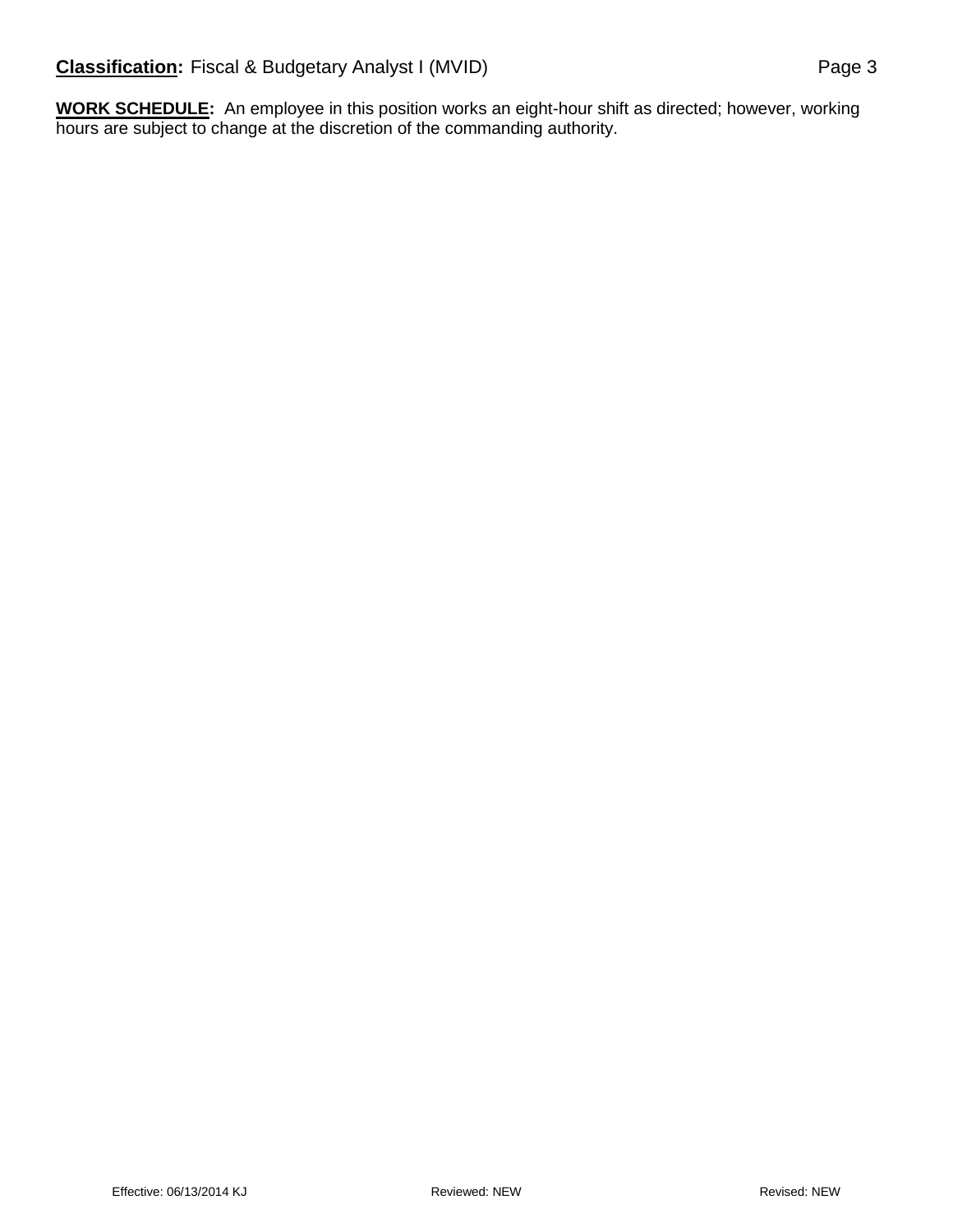**WORK SCHEDULE:** An employee in this position works an eight-hour shift as directed; however, working hours are subject to change at the discretion of the commanding authority.